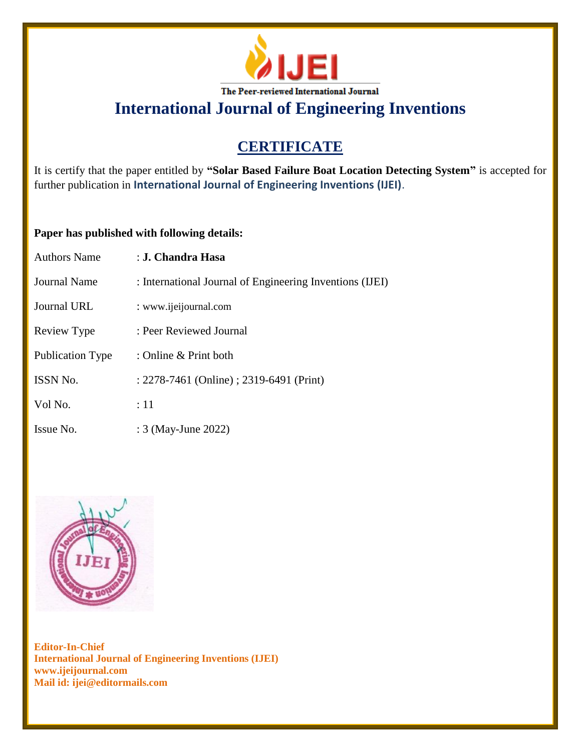IJEI

The Peer-reviewed International Journal

# International Journal of Engineering Inventions

## CERTIFICATE

It is certify that the paper entitled by **"Solar Based Failure Boat Location Detecting System"** is accepted for further publication in **International Journal of Engineering Inventions (IJEI)**.

**Paper has published with following details:**

| | |
|---|---|
| Authors Name | : **J. Chandra Hasa** |
| Journal Name | : International Journal of Engineering Inventions (IJEI) |
| Journal URL | : www.ijeijournal.com |
| Review Type | : Peer Reviewed Journal |
| Publication Type | : Online & Print both |
| ISSN No. | : 2278-7461 (Online) ; 2319-6491 (Print) |
| Vol No. | : 11 |
| Issue No. | : 3 (May-June 2022) |

**Editor-In-Chief**
**International Journal of Engineering Inventions (IJEI)**
**www.ijeijournal.com**
**Mail id: ijei@editormails.com**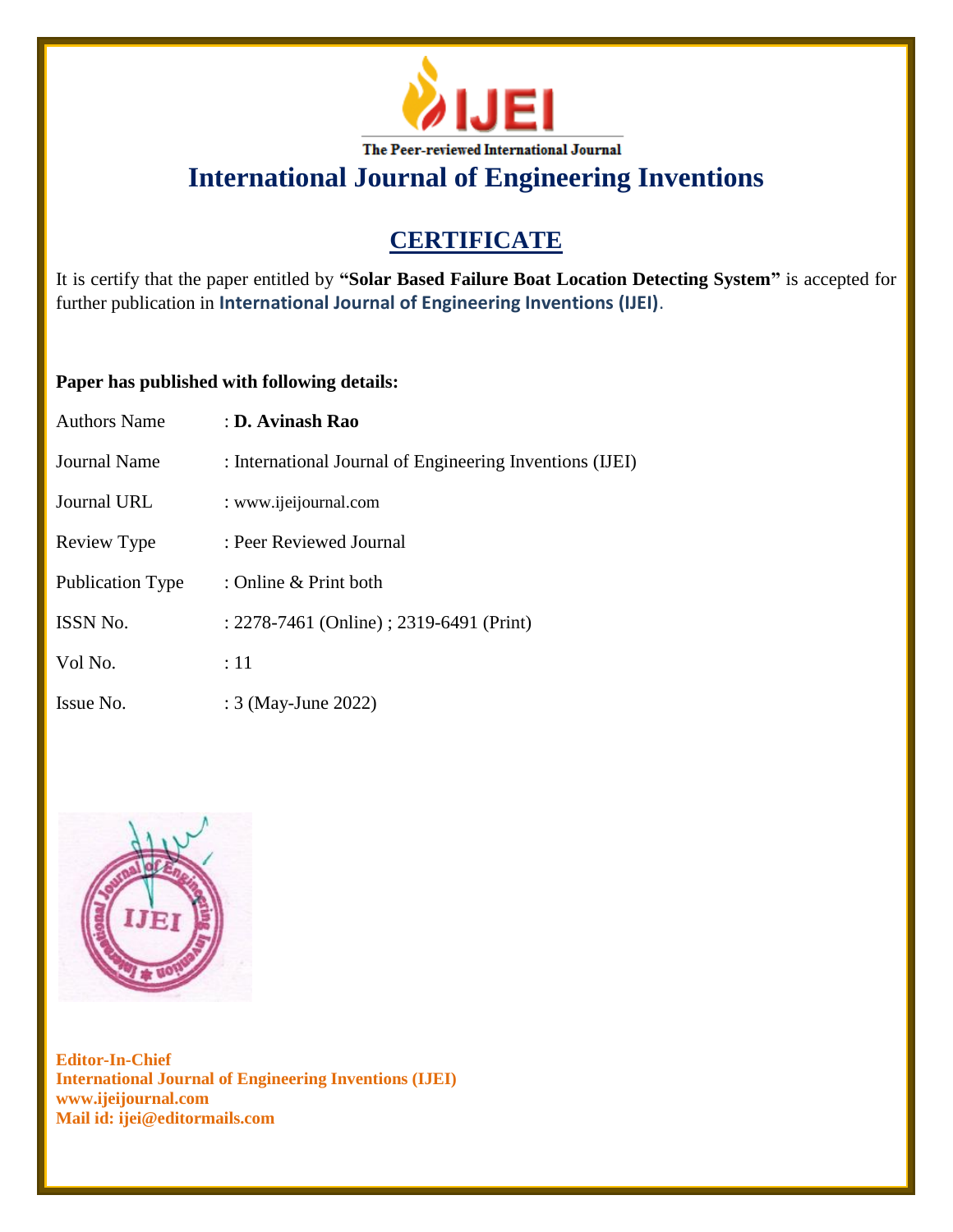IJEI

The Peer-reviewed International Journal

# International Journal of Engineering Inventions

## CERTIFICATE

It is certify that the paper entitled by **"Solar Based Failure Boat Location Detecting System"** is accepted for further publication in **International Journal of Engineering Inventions (IJEI)**.

**Paper has published with following details:**

| | |
|---|---|
| Authors Name | : **D. Avinash Rao** |
| Journal Name | : International Journal of Engineering Inventions (IJEI) |
| Journal URL | : www.ijeijournal.com |
| Review Type | : Peer Reviewed Journal |
| Publication Type | : Online & Print both |
| ISSN No. | : 2278-7461 (Online) ; 2319-6491 (Print) |
| Vol No. | : 11 |
| Issue No. | : 3 (May-June 2022) |

**Editor-In-Chief**
**International Journal of Engineering Inventions (IJEI)**
**www.ijeijournal.com**
**Mail id: ijei@editormails.com**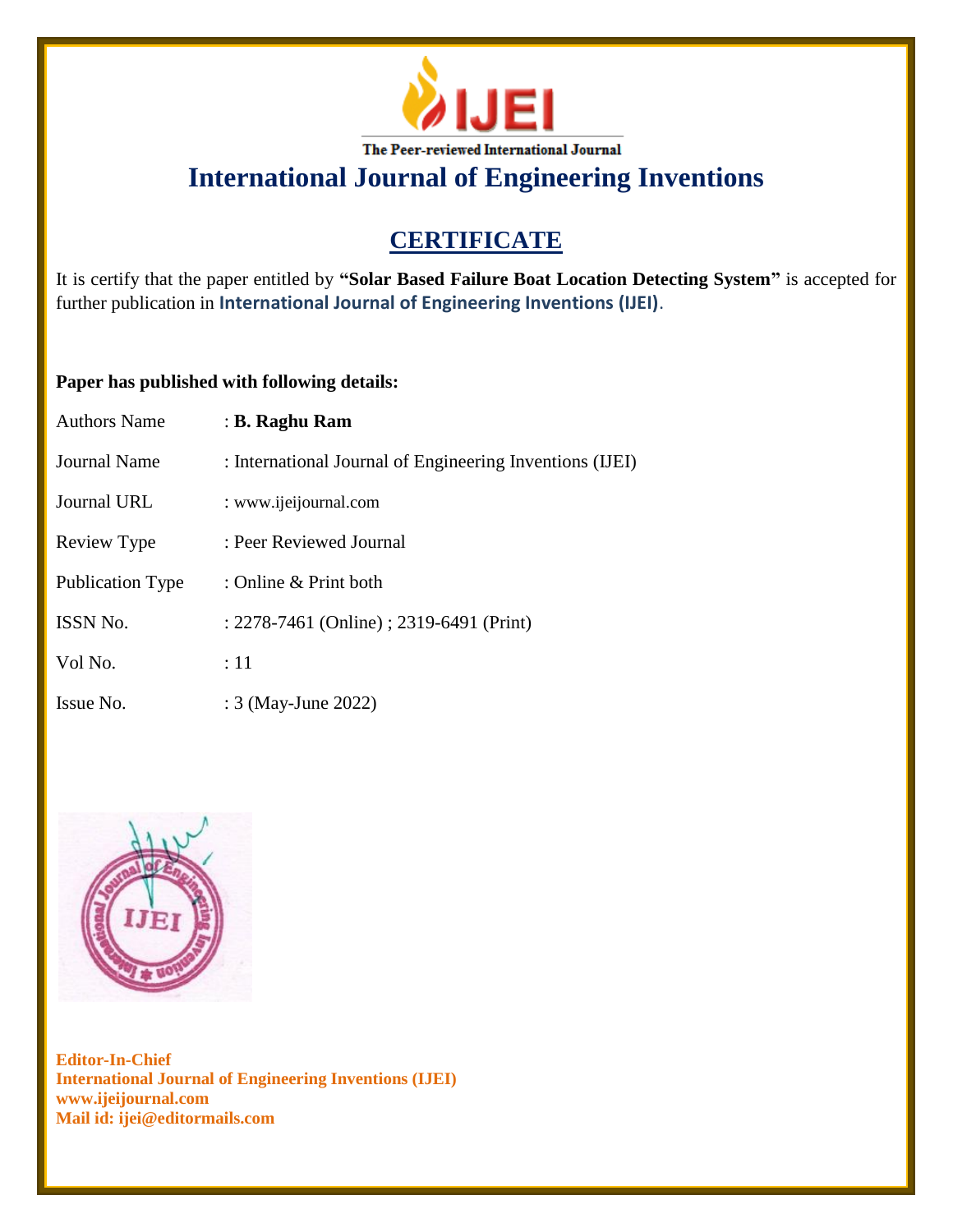The Peer-reviewed International Journal

# International Journal of Engineering Inventions

## CERTIFICATE

It is certify that the paper entitled by **"Solar Based Failure Boat Location Detecting System"** is accepted for further publication in **International Journal of Engineering Inventions (IJEI)**.

**Paper has published with following details:**

| | |
|---|---|
| Authors Name | : **B. Raghu Ram** |
| Journal Name | : International Journal of Engineering Inventions (IJEI) |
| Journal URL | : www.ijeijournal.com |
| Review Type | : Peer Reviewed Journal |
| Publication Type | : Online & Print both |
| ISSN No. | : 2278-7461 (Online) ; 2319-6491 (Print) |
| Vol No. | : 11 |
| Issue No. | : 3 (May-June 2022) |

**Editor-In-Chief**
**International Journal of Engineering Inventions (IJEI)**
**www.ijeijournal.com**
**Mail id: ijei@editormails.com**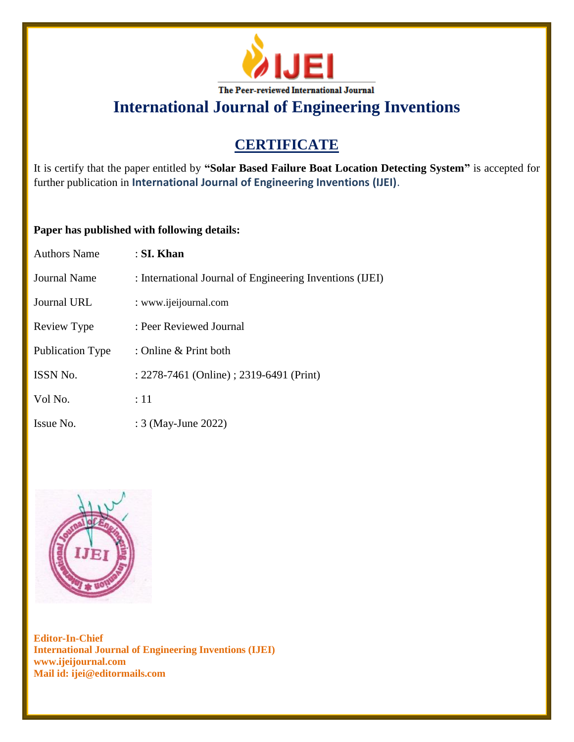The Peer-reviewed International Journal

# International Journal of Engineering Inventions

## CERTIFICATE

It is certify that the paper entitled by **"Solar Based Failure Boat Location Detecting System"** is accepted for further publication in **International Journal of Engineering Inventions (IJEI)**.

**Paper has published with following details:**

| | |
|---|---|
| Authors Name | : **SI. Khan** |
| Journal Name | : International Journal of Engineering Inventions (IJEI) |
| Journal URL | : www.ijeijournal.com |
| Review Type | : Peer Reviewed Journal |
| Publication Type | : Online & Print both |
| ISSN No. | : 2278-7461 (Online) ; 2319-6491 (Print) |
| Vol No. | : 11 |
| Issue No. | : 3 (May-June 2022) |

**Editor-In-Chief**
**International Journal of Engineering Inventions (IJEI)**
**www.ijeijournal.com**
**Mail id: ijei@editormails.com**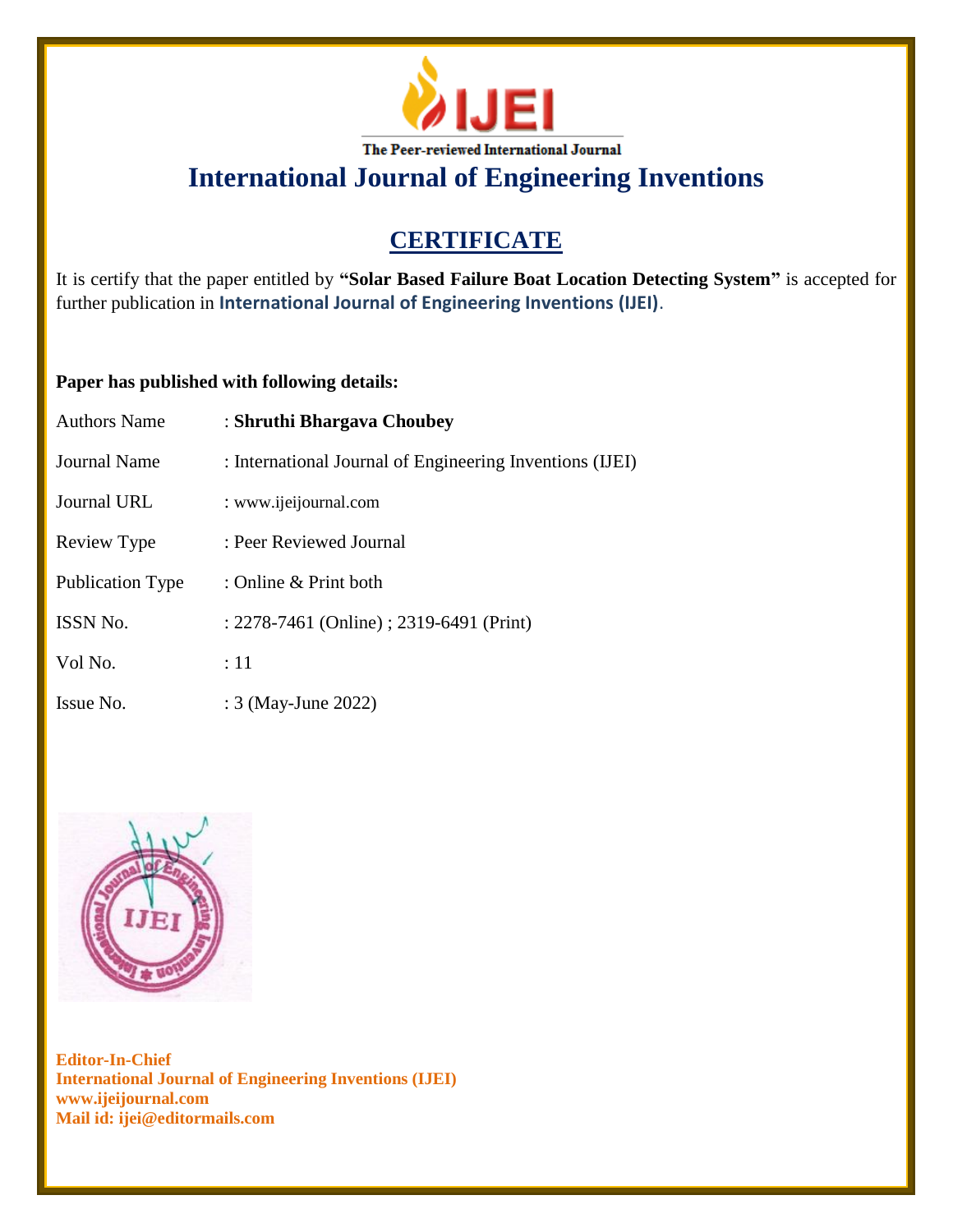IJEI

The Peer-reviewed International Journal

# International Journal of Engineering Inventions

## CERTIFICATE

It is certify that the paper entitled by **"Solar Based Failure Boat Location Detecting System"** is accepted for further publication in **International Journal of Engineering Inventions (IJEI)**.

**Paper has published with following details:**

| | |
|---|---|
| Authors Name | : **Shruthi Bhargava Choubey** |
| Journal Name | : International Journal of Engineering Inventions (IJEI) |
| Journal URL | : www.ijeijournal.com |
| Review Type | : Peer Reviewed Journal |
| Publication Type | : Online & Print both |
| ISSN No. | : 2278-7461 (Online) ; 2319-6491 (Print) |
| Vol No. | : 11 |
| Issue No. | : 3 (May-June 2022) |

**Editor-In-Chief**
**International Journal of Engineering Inventions (IJEI)**
**www.ijeijournal.com**
**Mail id: ijei@editormails.com**